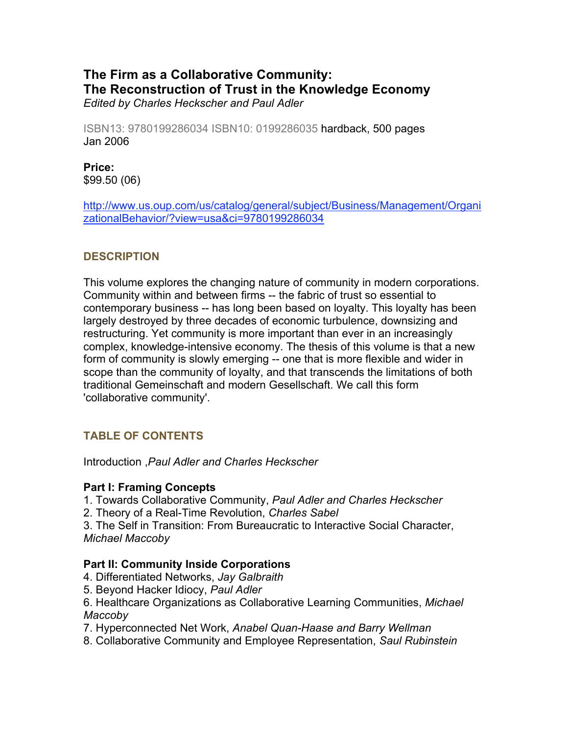# The Firm as a Collaborative Community: The Reconstruction of Trust in the Knowledge Economy

*Edited by Charles Heckscher and Paul Adler*

ISBN13: 9780199286034 ISBN10: 0199286035 hardback, 500 pages
Jan 2006

**Price:**
$99.50 (06)

http://www.us.oup.com/us/catalog/general/subject/Business/Management/OrganizationalBehavior/?view=usa&ci=9780199286034

## DESCRIPTION

This volume explores the changing nature of community in modern corporations. Community within and between firms -- the fabric of trust so essential to contemporary business -- has long been based on loyalty. This loyalty has been largely destroyed by three decades of economic turbulence, downsizing and restructuring. Yet community is more important than ever in an increasingly complex, knowledge-intensive economy. The thesis of this volume is that a new form of community is slowly emerging -- one that is more flexible and wider in scope than the community of loyalty, and that transcends the limitations of both traditional Gemeinschaft and modern Gesellschaft. We call this form 'collaborative community'.

## TABLE OF CONTENTS

Introduction ,*Paul Adler and Charles Heckscher*

**Part I: Framing Concepts**
1. Towards Collaborative Community, *Paul Adler and Charles Heckscher*
2. Theory of a Real-Time Revolution, *Charles Sabel*
3. The Self in Transition: From Bureaucratic to Interactive Social Character, *Michael Maccoby*

**Part II: Community Inside Corporations**
4. Differentiated Networks, *Jay Galbraith*
5. Beyond Hacker Idiocy, *Paul Adler*
6. Healthcare Organizations as Collaborative Learning Communities, *Michael Maccoby*
7. Hyperconnected Net Work, *Anabel Quan-Haase and Barry Wellman*
8. Collaborative Community and Employee Representation, *Saul Rubinstein*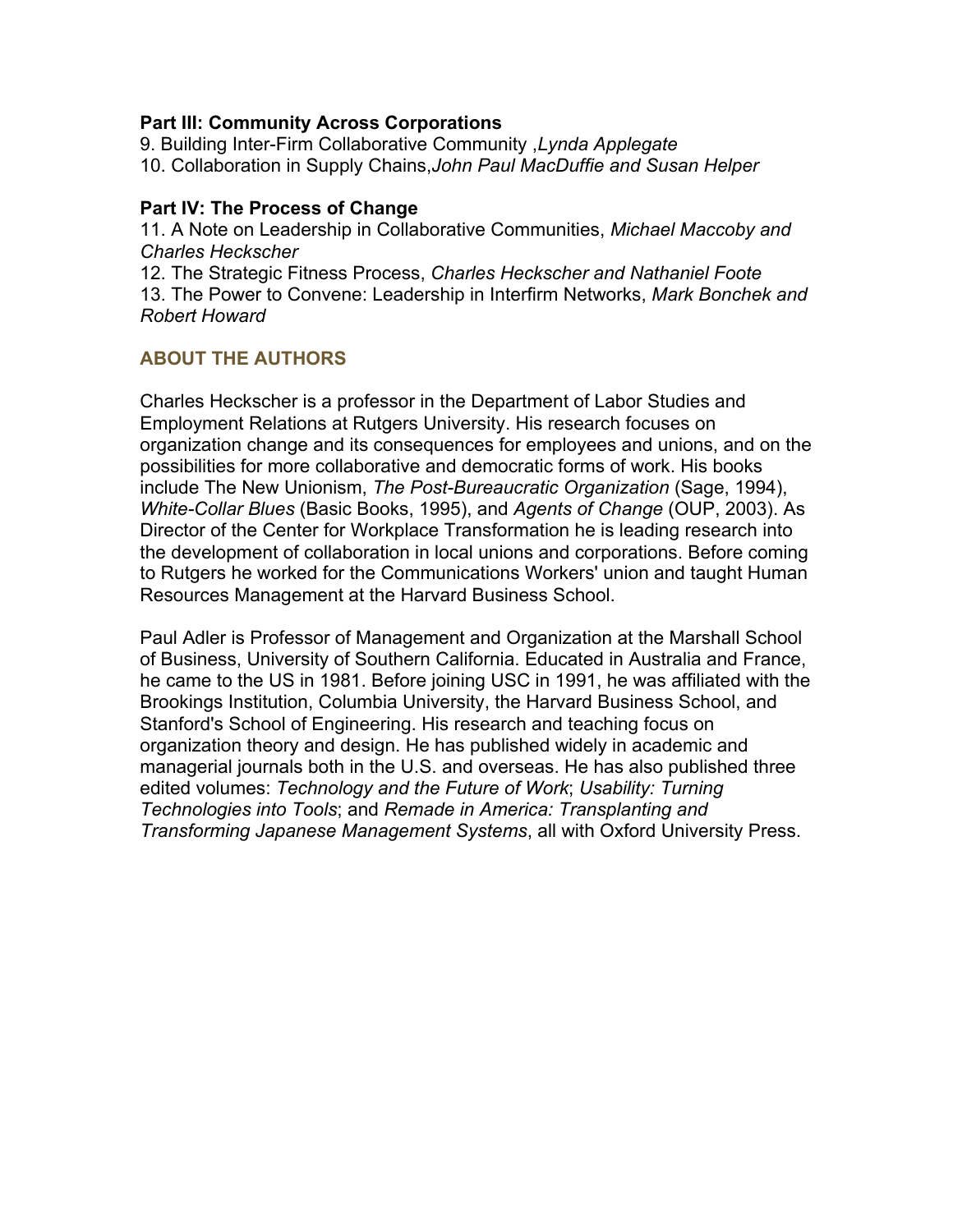**Part III: Community Across Corporations**
9. Building Inter-Firm Collaborative Community ,*Lynda Applegate*
10. Collaboration in Supply Chains,*John Paul MacDuffie and Susan Helper*

**Part IV: The Process of Change**
11. A Note on Leadership in Collaborative Communities, *Michael Maccoby and Charles Heckscher*
12. The Strategic Fitness Process, *Charles Heckscher and Nathaniel Foote*
13. The Power to Convene: Leadership in Interfirm Networks, *Mark Bonchek and Robert Howard*

## ABOUT THE AUTHORS

Charles Heckscher is a professor in the Department of Labor Studies and Employment Relations at Rutgers University. His research focuses on organization change and its consequences for employees and unions, and on the possibilities for more collaborative and democratic forms of work. His books include The New Unionism, *The Post-Bureaucratic Organization* (Sage, 1994), *White-Collar Blues* (Basic Books, 1995), and *Agents of Change* (OUP, 2003). As Director of the Center for Workplace Transformation he is leading research into the development of collaboration in local unions and corporations. Before coming to Rutgers he worked for the Communications Workers' union and taught Human Resources Management at the Harvard Business School.

Paul Adler is Professor of Management and Organization at the Marshall School of Business, University of Southern California. Educated in Australia and France, he came to the US in 1981. Before joining USC in 1991, he was affiliated with the Brookings Institution, Columbia University, the Harvard Business School, and Stanford's School of Engineering. His research and teaching focus on organization theory and design. He has published widely in academic and managerial journals both in the U.S. and overseas. He has also published three edited volumes: *Technology and the Future of Work*; *Usability: Turning Technologies into Tools*; and *Remade in America: Transplanting and Transforming Japanese Management Systems*, all with Oxford University Press.